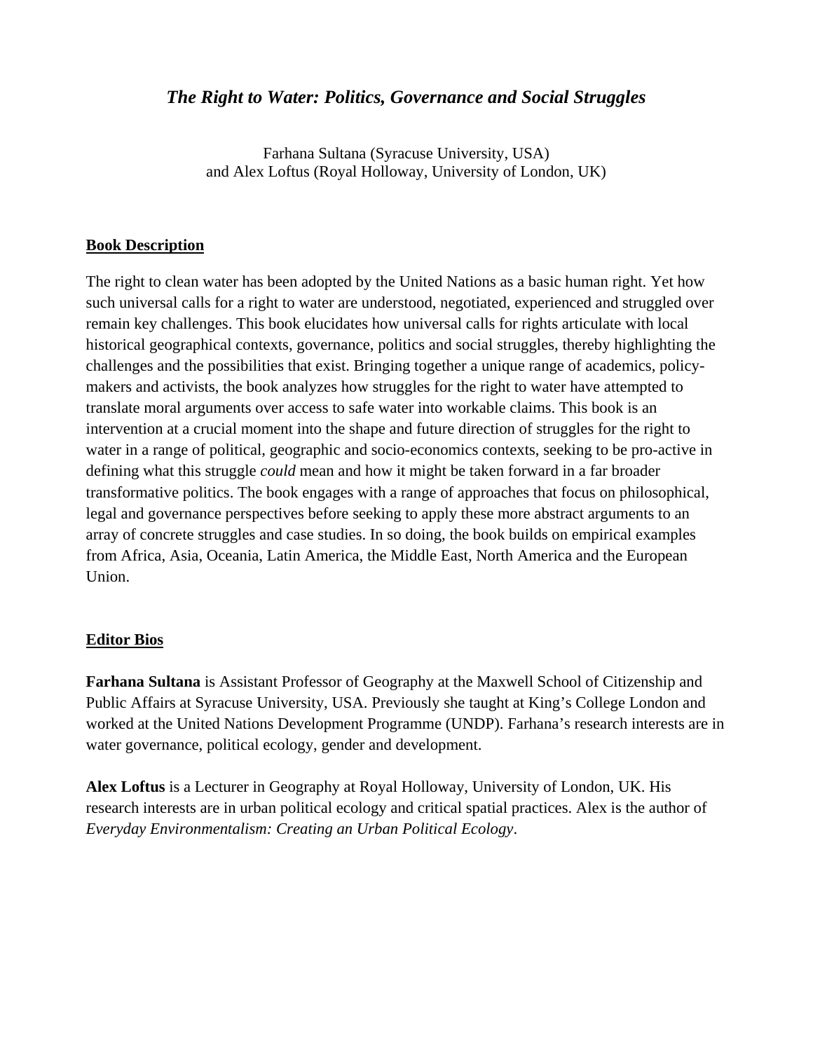# *The Right to Water: Politics, Governance and Social Struggles*

Farhana Sultana (Syracuse University, USA)
and Alex Loftus (Royal Holloway, University of London, UK)

## Book Description

The right to clean water has been adopted by the United Nations as a basic human right. Yet how such universal calls for a right to water are understood, negotiated, experienced and struggled over remain key challenges. This book elucidates how universal calls for rights articulate with local historical geographical contexts, governance, politics and social struggles, thereby highlighting the challenges and the possibilities that exist. Bringing together a unique range of academics, policy-makers and activists, the book analyzes how struggles for the right to water have attempted to translate moral arguments over access to safe water into workable claims. This book is an intervention at a crucial moment into the shape and future direction of struggles for the right to water in a range of political, geographic and socio-economics contexts, seeking to be pro-active in defining what this struggle *could* mean and how it might be taken forward in a far broader transformative politics. The book engages with a range of approaches that focus on philosophical, legal and governance perspectives before seeking to apply these more abstract arguments to an array of concrete struggles and case studies. In so doing, the book builds on empirical examples from Africa, Asia, Oceania, Latin America, the Middle East, North America and the European Union.

## Editor Bios

**Farhana Sultana** is Assistant Professor of Geography at the Maxwell School of Citizenship and Public Affairs at Syracuse University, USA. Previously she taught at King's College London and worked at the United Nations Development Programme (UNDP). Farhana's research interests are in water governance, political ecology, gender and development.

**Alex Loftus** is a Lecturer in Geography at Royal Holloway, University of London, UK. His research interests are in urban political ecology and critical spatial practices. Alex is the author of *Everyday Environmentalism: Creating an Urban Political Ecology*.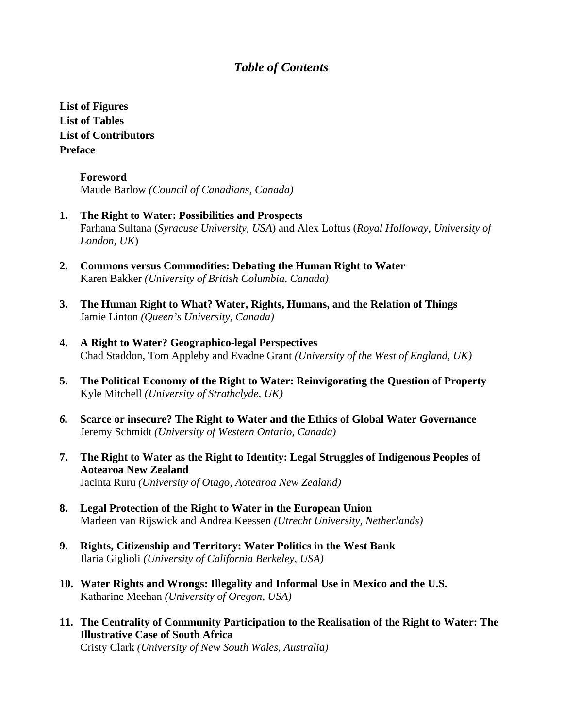# *Table of Contents*

**List of Figures**
**List of Tables**
**List of Contributors**
**Preface**

**Foreword**
Maude Barlow *(Council of Canadians, Canada)*

1. **The Right to Water: Possibilities and Prospects**
   Farhana Sultana (*Syracuse University, USA*) and Alex Loftus (*Royal Holloway, University of London, UK*)

2. **Commons versus Commodities: Debating the Human Right to Water**
   Karen Bakker *(University of British Columbia, Canada)*

3. **The Human Right to What? Water, Rights, Humans, and the Relation of Things**
   Jamie Linton *(Queen's University, Canada)*

4. **A Right to Water? Geographico-legal Perspectives**
   Chad Staddon, Tom Appleby and Evadne Grant *(University of the West of England, UK)*

5. **The Political Economy of the Right to Water: Reinvigorating the Question of Property**
   Kyle Mitchell *(University of Strathclyde, UK)*

6. **Scarce or insecure? The Right to Water and the Ethics of Global Water Governance**
   Jeremy Schmidt *(University of Western Ontario, Canada)*

7. **The Right to Water as the Right to Identity: Legal Struggles of Indigenous Peoples of Aotearoa New Zealand**
   Jacinta Ruru *(University of Otago, Aotearoa New Zealand)*

8. **Legal Protection of the Right to Water in the European Union**
   Marleen van Rijswick and Andrea Keessen *(Utrecht University, Netherlands)*

9. **Rights, Citizenship and Territory: Water Politics in the West Bank**
   Ilaria Giglioli *(University of California Berkeley, USA)*

10. **Water Rights and Wrongs: Illegality and Informal Use in Mexico and the U.S.**
    Katharine Meehan *(University of Oregon, USA)*

11. **The Centrality of Community Participation to the Realisation of the Right to Water: The Illustrative Case of South Africa**
    Cristy Clark *(University of New South Wales, Australia)*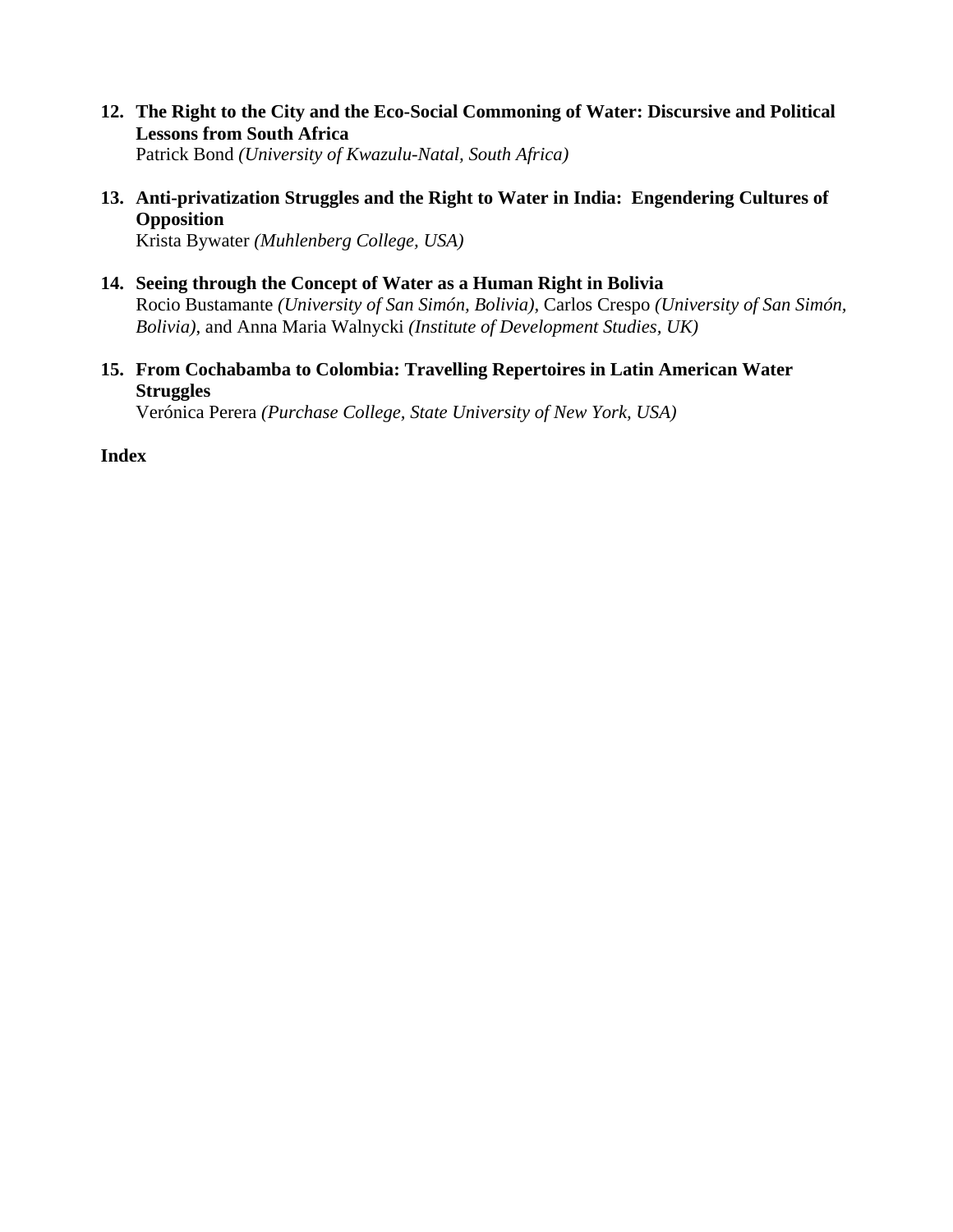12. **The Right to the City and the Eco-Social Commoning of Water: Discursive and Political Lessons from South Africa**
    Patrick Bond *(University of Kwazulu-Natal, South Africa)*

13. **Anti-privatization Struggles and the Right to Water in India: Engendering Cultures of Opposition**
    Krista Bywater *(Muhlenberg College, USA)*

14. **Seeing through the Concept of Water as a Human Right in Bolivia**
    Rocio Bustamante *(University of San Simón, Bolivia)*, Carlos Crespo *(University of San Simón, Bolivia)*, and Anna Maria Walnycki *(Institute of Development Studies, UK)*

15. **From Cochabamba to Colombia: Travelling Repertoires in Latin American Water Struggles**
    Verónica Perera *(Purchase College, State University of New York, USA)*

**Index**